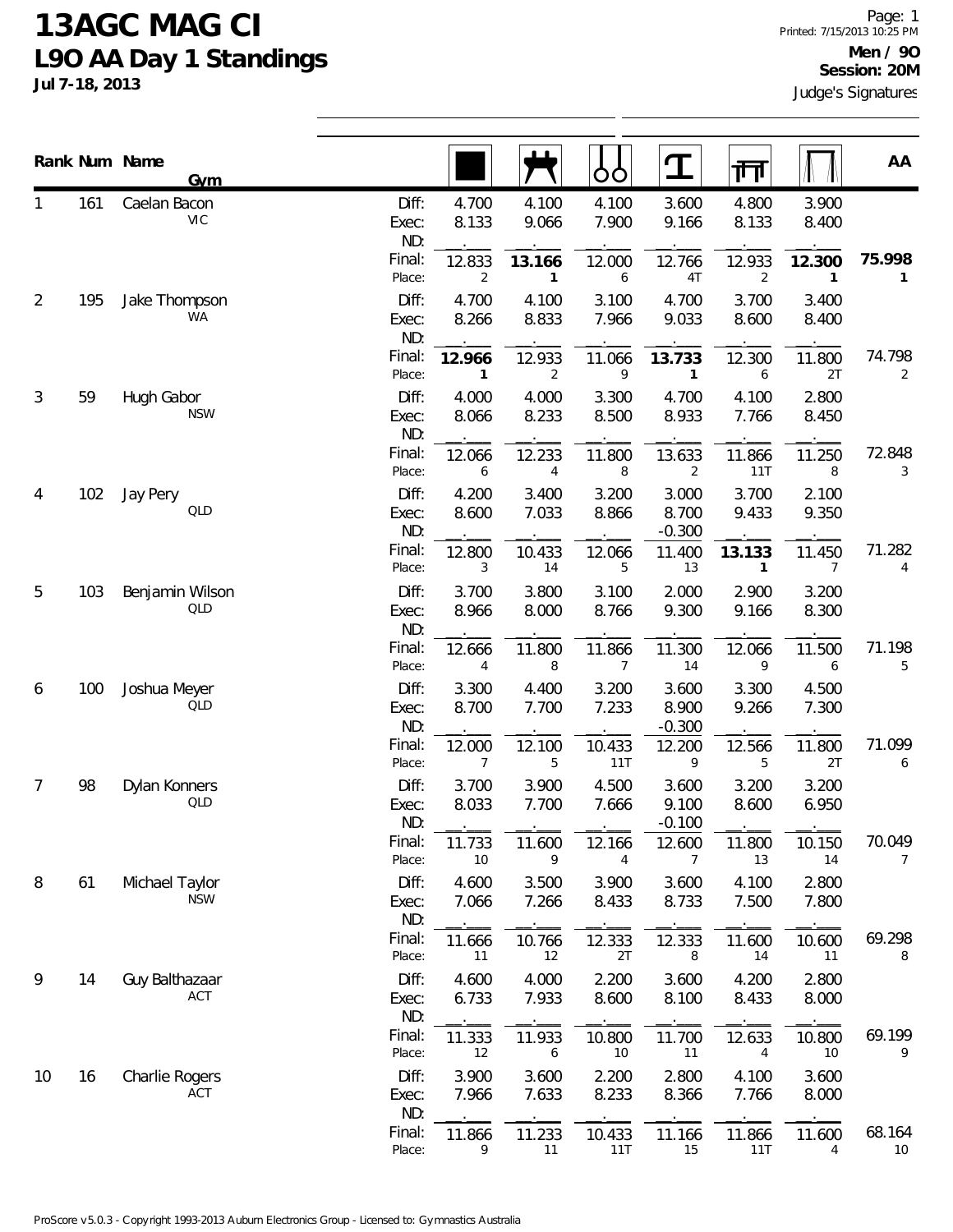# 13AGC MAG CI

## L9O AA Day 1 Standings

**Jul 7-18, 2013**

Printed: 7/15/2013 10:25 PM

**Men / 9O**
**Session: 20M**

Judge's Signatures

| Rank | Num | Name / Gym | | Floor | Pommel Horse | Rings | Vault | Parallel Bars | High Bar | AA |
|---|---|---|---|---|---|---|---|---|---|---|
| 1 | 161 | Caelan Bacon / VIC | Diff: | 4.700 | 4.100 | 4.100 | 3.600 | 4.800 | 3.900 | |
| | | | Exec: | 8.133 | 9.066 | 7.900 | 9.166 | 8.133 | 8.400 | |
| | | | ND: | | | | | | | |
| | | | Final: | 12.833 | **13.166** | 12.000 | 12.766 | 12.933 | **12.300** | **75.998** |
| | | | Place: | 2 | **1** | 6 | 4T | 2 | **1** | **1** |
| 2 | 195 | Jake Thompson / WA | Diff: | 4.700 | 4.100 | 3.100 | 4.700 | 3.700 | 3.400 | |
| | | | Exec: | 8.266 | 8.833 | 7.966 | 9.033 | 8.600 | 8.400 | |
| | | | ND: | | | | | | | |
| | | | Final: | **12.966** | 12.933 | 11.066 | **13.733** | 12.300 | 11.800 | 74.798 |
| | | | Place: | **1** | 2 | 9 | **1** | 6 | 2T | 2 |
| 3 | 59 | Hugh Gabor / NSW | Diff: | 4.000 | 4.000 | 3.300 | 4.700 | 4.100 | 2.800 | |
| | | | Exec: | 8.066 | 8.233 | 8.500 | 8.933 | 7.766 | 8.450 | |
| | | | ND: | | | | | | | |
| | | | Final: | 12.066 | 12.233 | 11.800 | 13.633 | 11.866 | 11.250 | 72.848 |
| | | | Place: | 6 | 4 | 8 | 2 | 11T | 8 | 3 |
| 4 | 102 | Jay Pery / QLD | Diff: | 4.200 | 3.400 | 3.200 | 3.000 | 3.700 | 2.100 | |
| | | | Exec: | 8.600 | 7.033 | 8.866 | 8.700 | 9.433 | 9.350 | |
| | | | ND: | | | | -0.300 | | | |
| | | | Final: | 12.800 | 10.433 | 12.066 | 11.400 | **13.133** | 11.450 | 71.282 |
| | | | Place: | 3 | 14 | 5 | 13 | **1** | 7 | 4 |
| 5 | 103 | Benjamin Wilson / QLD | Diff: | 3.700 | 3.800 | 3.100 | 2.000 | 2.900 | 3.200 | |
| | | | Exec: | 8.966 | 8.000 | 8.766 | 9.300 | 9.166 | 8.300 | |
| | | | ND: | | | | | | | |
| | | | Final: | 12.666 | 11.800 | 11.866 | 11.300 | 12.066 | 11.500 | 71.198 |
| | | | Place: | 4 | 8 | 7 | 14 | 9 | 6 | 5 |
| 6 | 100 | Joshua Meyer / QLD | Diff: | 3.300 | 4.400 | 3.200 | 3.600 | 3.300 | 4.500 | |
| | | | Exec: | 8.700 | 7.700 | 7.233 | 8.900 | 9.266 | 7.300 | |
| | | | ND: | | | | -0.300 | | | |
| | | | Final: | 12.000 | 12.100 | 10.433 | 12.200 | 12.566 | 11.800 | 71.099 |
| | | | Place: | 7 | 5 | 11T | 9 | 5 | 2T | 6 |
| 7 | 98 | Dylan Konners / QLD | Diff: | 3.700 | 3.900 | 4.500 | 3.600 | 3.200 | 3.200 | |
| | | | Exec: | 8.033 | 7.700 | 7.666 | 9.100 | 8.600 | 6.950 | |
| | | | ND: | | | | -0.100 | | | |
| | | | Final: | 11.733 | 11.600 | 12.166 | 12.600 | 11.800 | 10.150 | 70.049 |
| | | | Place: | 10 | 9 | 4 | 7 | 13 | 14 | 7 |
| 8 | 61 | Michael Taylor / NSW | Diff: | 4.600 | 3.500 | 3.900 | 3.600 | 4.100 | 2.800 | |
| | | | Exec: | 7.066 | 7.266 | 8.433 | 8.733 | 7.500 | 7.800 | |
| | | | ND: | | | | | | | |
| | | | Final: | 11.666 | 10.766 | 12.333 | 12.333 | 11.600 | 10.600 | 69.298 |
| | | | Place: | 11 | 12 | 2T | 8 | 14 | 11 | 8 |
| 9 | 14 | Guy Balthazaar / ACT | Diff: | 4.600 | 4.000 | 2.200 | 3.600 | 4.200 | 2.800 | |
| | | | Exec: | 6.733 | 7.933 | 8.600 | 8.100 | 8.433 | 8.000 | |
| | | | ND: | | | | | | | |
| | | | Final: | 11.333 | 11.933 | 10.800 | 11.700 | 12.633 | 10.800 | 69.199 |
| | | | Place: | 12 | 6 | 10 | 11 | 4 | 10 | 9 |
| 10 | 16 | Charlie Rogers / ACT | Diff: | 3.900 | 3.600 | 2.200 | 2.800 | 4.100 | 3.600 | |
| | | | Exec: | 7.966 | 7.633 | 8.233 | 8.366 | 7.766 | 8.000 | |
| | | | ND: | | | | | | | |
| | | | Final: | 11.866 | 11.233 | 10.433 | 11.166 | 11.866 | 11.600 | 68.164 |
| | | | Place: | 9 | 11 | 11T | 15 | 11T | 4 | 10 |

ProScore v5.0.3 - Copyright 1993-2013 Auburn Electronics Group - Licensed to: Gymnastics Australia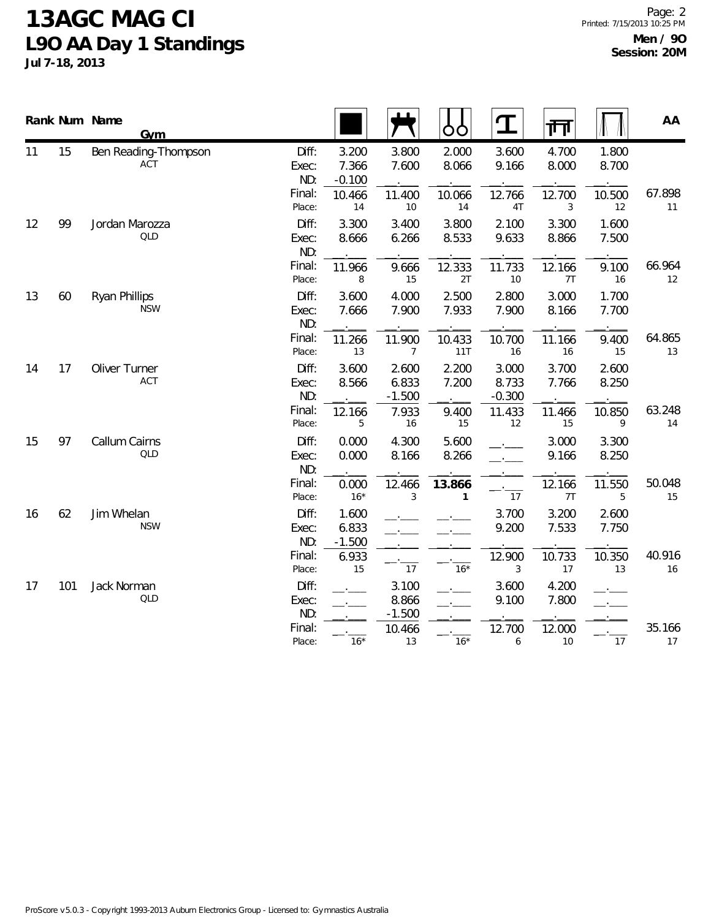# 13AGC MAG CI
## L9O AA Day 1 Standings
**Jul 7-18, 2013**

**Men / 9O**
**Session: 20M**

| Rank | Num | Name / Gym | | Floor | Pommel Horse | Rings | Vault | Parallel Bars | High Bar | AA |
|---|---|---|---|---|---|---|---|---|---|---|
| 11 | 15 | Ben Reading-Thompson | Diff: | 3.200 | 3.800 | 2.000 | 3.600 | 4.700 | 1.800 | |
| | | ACT | Exec: | 7.366 | 7.600 | 8.066 | 9.166 | 8.000 | 8.700 | |
| | | | ND: | -0.100 | \_\_.\_\_\_ | \_\_.\_\_\_ | \_\_.\_\_\_ | \_\_.\_\_\_ | \_\_.\_\_\_ | |
| | | | Final: | 10.466 | 11.400 | 10.066 | 12.766 | 12.700 | 10.500 | 67.898 |
| | | | Place: | 14 | 10 | 14 | 4T | 3 | 12 | 11 |
| 12 | 99 | Jordan Marozza | Diff: | 3.300 | 3.400 | 3.800 | 2.100 | 3.300 | 1.600 | |
| | | QLD | Exec: | 8.666 | 6.266 | 8.533 | 9.633 | 8.866 | 7.500 | |
| | | | ND: | \_\_.\_\_\_ | \_\_.\_\_\_ | \_\_.\_\_\_ | \_\_.\_\_\_ | \_\_.\_\_\_ | \_\_.\_\_\_ | |
| | | | Final: | 11.966 | 9.666 | 12.333 | 11.733 | 12.166 | 9.100 | 66.964 |
| | | | Place: | 8 | 15 | 2T | 10 | 7T | 16 | 12 |
| 13 | 60 | Ryan Phillips | Diff: | 3.600 | 4.000 | 2.500 | 2.800 | 3.000 | 1.700 | |
| | | NSW | Exec: | 7.666 | 7.900 | 7.933 | 7.900 | 8.166 | 7.700 | |
| | | | ND: | \_\_.\_\_\_ | \_\_.\_\_\_ | \_\_.\_\_\_ | \_\_.\_\_\_ | \_\_.\_\_\_ | \_\_.\_\_\_ | |
| | | | Final: | 11.266 | 11.900 | 10.433 | 10.700 | 11.166 | 9.400 | 64.865 |
| | | | Place: | 13 | 7 | 11T | 16 | 16 | 15 | 13 |
| 14 | 17 | Oliver Turner | Diff: | 3.600 | 2.600 | 2.200 | 3.000 | 3.700 | 2.600 | |
| | | ACT | Exec: | 8.566 | 6.833 | 7.200 | 8.733 | 7.766 | 8.250 | |
| | | | ND: | \_\_.\_\_\_ | -1.500 | \_\_.\_\_\_ | -0.300 | \_\_.\_\_\_ | \_\_.\_\_\_ | |
| | | | Final: | 12.166 | 7.933 | 9.400 | 11.433 | 11.466 | 10.850 | 63.248 |
| | | | Place: | 5 | 16 | 15 | 12 | 15 | 9 | 14 |
| 15 | 97 | Callum Cairns | Diff: | 0.000 | 4.300 | 5.600 | \_\_.\_\_\_ | 3.000 | 3.300 | |
| | | QLD | Exec: | 0.000 | 8.166 | 8.266 | \_\_.\_\_\_ | 9.166 | 8.250 | |
| | | | ND: | \_\_.\_\_\_ | \_\_.\_\_\_ | \_\_.\_\_\_ | \_\_.\_\_\_ | \_\_.\_\_\_ | \_\_.\_\_\_ | |
| | | | Final: | 0.000 | 12.466 | **13.866** | \_\_.\_\_\_ | 12.166 | 11.550 | 50.048 |
| | | | Place: | 16* | 3 | **1** | 17 | 7T | 5 | 15 |
| 16 | 62 | Jim Whelan | Diff: | 1.600 | \_\_.\_\_\_ | \_\_.\_\_\_ | 3.700 | 3.200 | 2.600 | |
| | | NSW | Exec: | 6.833 | \_\_.\_\_\_ | \_\_.\_\_\_ | 9.200 | 7.533 | 7.750 | |
| | | | ND: | -1.500 | \_\_.\_\_\_ | \_\_.\_\_\_ | \_\_.\_\_\_ | \_\_.\_\_\_ | \_\_.\_\_\_ | |
| | | | Final: | 6.933 | \_\_.\_\_\_ | \_\_.\_\_\_ | 12.900 | 10.733 | 10.350 | 40.916 |
| | | | Place: | 15 | 17 | 16* | 3 | 17 | 13 | 16 |
| 17 | 101 | Jack Norman | Diff: | \_\_.\_\_\_ | 3.100 | \_\_.\_\_\_ | 3.600 | 4.200 | \_\_.\_\_\_ | |
| | | QLD | Exec: | \_\_.\_\_\_ | 8.866 | \_\_.\_\_\_ | 9.100 | 7.800 | \_\_.\_\_\_ | |
| | | | ND: | \_\_.\_\_\_ | -1.500 | \_\_.\_\_\_ | \_\_.\_\_\_ | \_\_.\_\_\_ | \_\_.\_\_\_ | |
| | | | Final: | \_\_.\_\_\_ | 10.466 | \_\_.\_\_\_ | 12.700 | 12.000 | \_\_.\_\_\_ | 35.166 |
| | | | Place: | 16* | 13 | 16* | 6 | 10 | 17 | 17 |

ProScore v5.0.3 - Copyright 1993-2013 Auburn Electronics Group - Licensed to: Gymnastics Australia